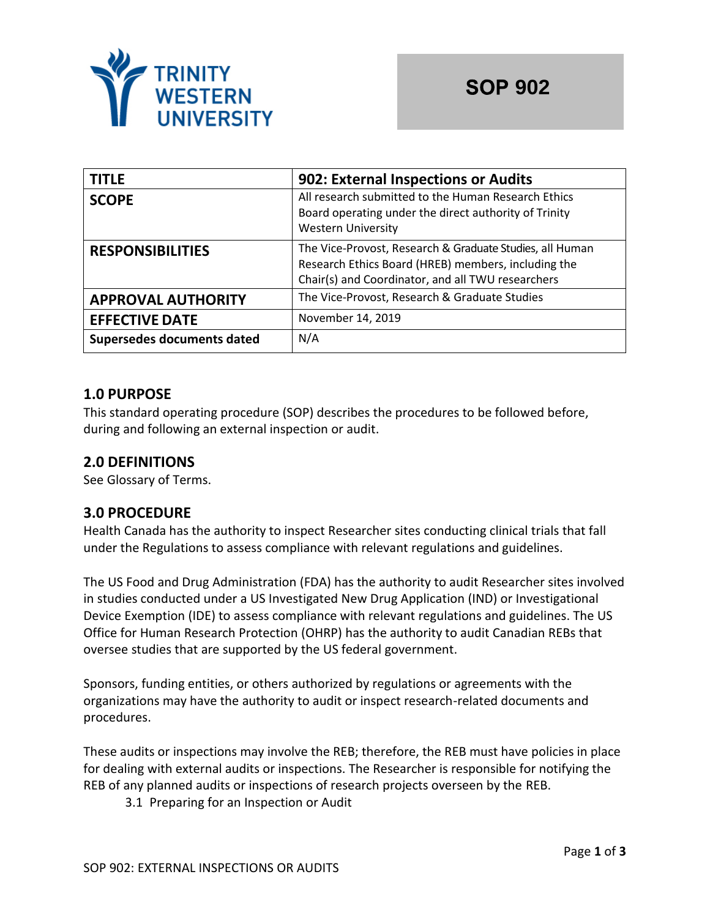# SOP 902

| TITLE | 902: External Inspections or Audits |
|---|---|
| SCOPE | All research submitted to the Human Research Ethics Board operating under the direct authority of Trinity Western University |
| RESPONSIBILITIES | The Vice-Provost, Research & Graduate Studies, all Human Research Ethics Board (HREB) members, including the Chair(s) and Coordinator, and all TWU researchers |
| APPROVAL AUTHORITY | The Vice-Provost, Research & Graduate Studies |
| EFFECTIVE DATE | November 14, 2019 |
| Supersedes documents dated | N/A |

## 1.0 PURPOSE

This standard operating procedure (SOP) describes the procedures to be followed before, during and following an external inspection or audit.

## 2.0 DEFINITIONS

See Glossary of Terms.

## 3.0 PROCEDURE

Health Canada has the authority to inspect Researcher sites conducting clinical trials that fall under the Regulations to assess compliance with relevant regulations and guidelines.

The US Food and Drug Administration (FDA) has the authority to audit Researcher sites involved in studies conducted under a US Investigated New Drug Application (IND) or Investigational Device Exemption (IDE) to assess compliance with relevant regulations and guidelines. The US Office for Human Research Protection (OHRP) has the authority to audit Canadian REBs that oversee studies that are supported by the US federal government.

Sponsors, funding entities, or others authorized by regulations or agreements with the organizations may have the authority to audit or inspect research-related documents and procedures.

These audits or inspections may involve the REB; therefore, the REB must have policies in place for dealing with external audits or inspections. The Researcher is responsible for notifying the REB of any planned audits or inspections of research projects overseen by the REB.

3.1 Preparing for an Inspection or Audit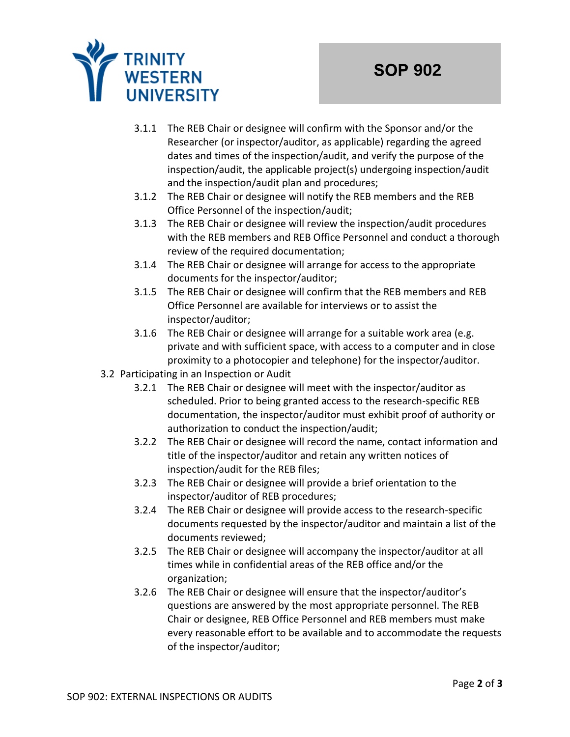- 3.1.1 The REB Chair or designee will confirm with the Sponsor and/or the Researcher (or inspector/auditor, as applicable) regarding the agreed dates and times of the inspection/audit, and verify the purpose of the inspection/audit, the applicable project(s) undergoing inspection/audit and the inspection/audit plan and procedures;
- 3.1.2 The REB Chair or designee will notify the REB members and the REB Office Personnel of the inspection/audit;
- 3.1.3 The REB Chair or designee will review the inspection/audit procedures with the REB members and REB Office Personnel and conduct a thorough review of the required documentation;
- 3.1.4 The REB Chair or designee will arrange for access to the appropriate documents for the inspector/auditor;
- 3.1.5 The REB Chair or designee will confirm that the REB members and REB Office Personnel are available for interviews or to assist the inspector/auditor;
- 3.1.6 The REB Chair or designee will arrange for a suitable work area (e.g. private and with sufficient space, with access to a computer and in close proximity to a photocopier and telephone) for the inspector/auditor.

3.2 Participating in an Inspection or Audit

- 3.2.1 The REB Chair or designee will meet with the inspector/auditor as scheduled. Prior to being granted access to the research-specific REB documentation, the inspector/auditor must exhibit proof of authority or authorization to conduct the inspection/audit;
- 3.2.2 The REB Chair or designee will record the name, contact information and title of the inspector/auditor and retain any written notices of inspection/audit for the REB files;
- 3.2.3 The REB Chair or designee will provide a brief orientation to the inspector/auditor of REB procedures;
- 3.2.4 The REB Chair or designee will provide access to the research-specific documents requested by the inspector/auditor and maintain a list of the documents reviewed;
- 3.2.5 The REB Chair or designee will accompany the inspector/auditor at all times while in confidential areas of the REB office and/or the organization;
- 3.2.6 The REB Chair or designee will ensure that the inspector/auditor's questions are answered by the most appropriate personnel. The REB Chair or designee, REB Office Personnel and REB members must make every reasonable effort to be available and to accommodate the requests of the inspector/auditor;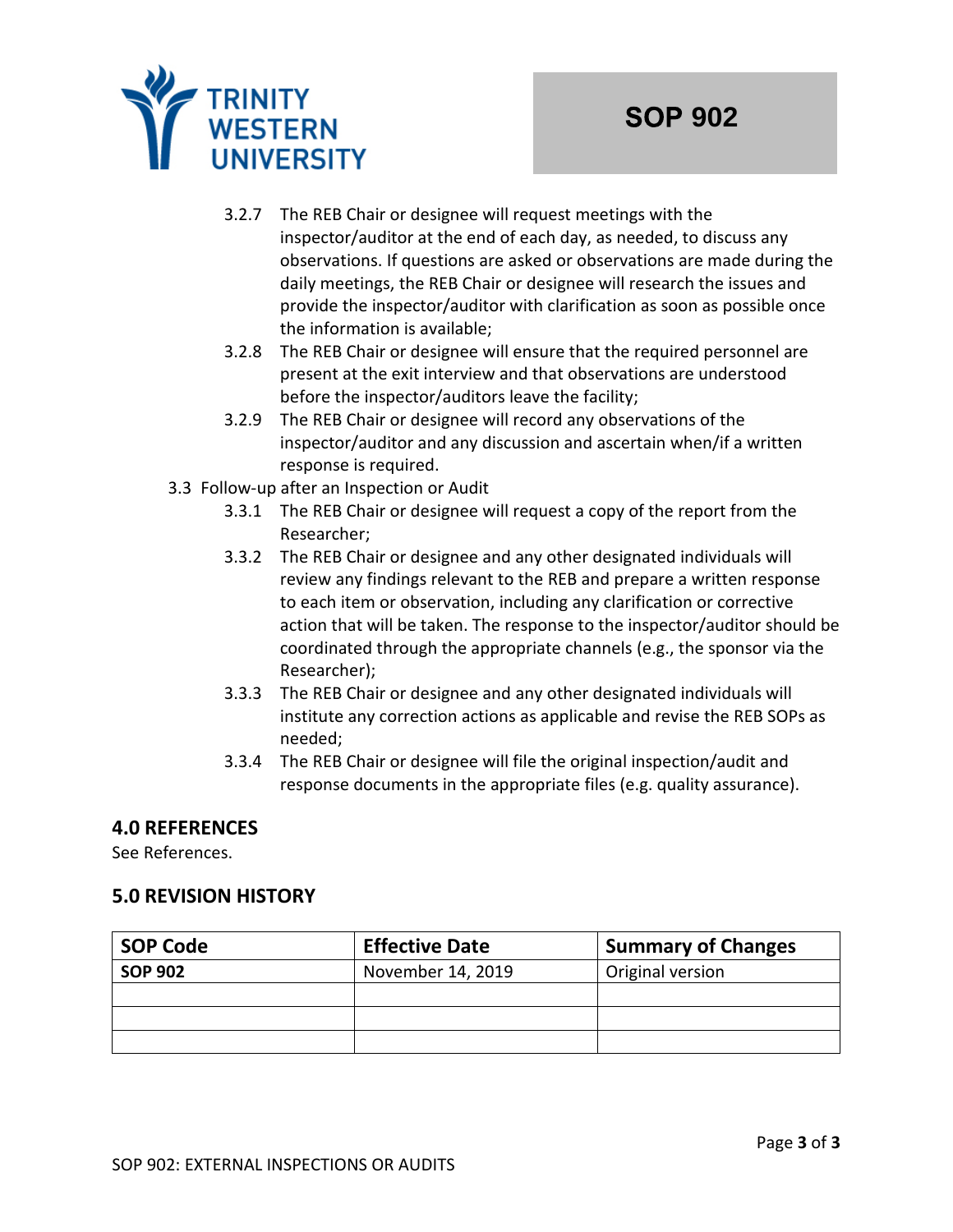3.2.7 The REB Chair or designee will request meetings with the inspector/auditor at the end of each day, as needed, to discuss any observations. If questions are asked or observations are made during the daily meetings, the REB Chair or designee will research the issues and provide the inspector/auditor with clarification as soon as possible once the information is available;

3.2.8 The REB Chair or designee will ensure that the required personnel are present at the exit interview and that observations are understood before the inspector/auditors leave the facility;

3.2.9 The REB Chair or designee will record any observations of the inspector/auditor and any discussion and ascertain when/if a written response is required.

3.3 Follow-up after an Inspection or Audit

3.3.1 The REB Chair or designee will request a copy of the report from the Researcher;

3.3.2 The REB Chair or designee and any other designated individuals will review any findings relevant to the REB and prepare a written response to each item or observation, including any clarification or corrective action that will be taken. The response to the inspector/auditor should be coordinated through the appropriate channels (e.g., the sponsor via the Researcher);

3.3.3 The REB Chair or designee and any other designated individuals will institute any correction actions as applicable and revise the REB SOPs as needed;

3.3.4 The REB Chair or designee will file the original inspection/audit and response documents in the appropriate files (e.g. quality assurance).

## 4.0 REFERENCES

See References.

## 5.0 REVISION HISTORY

| SOP Code | Effective Date | Summary of Changes |
|---|---|---|
| **SOP 902** | November 14, 2019 | Original version |
| | | |
| | | |
| | | |